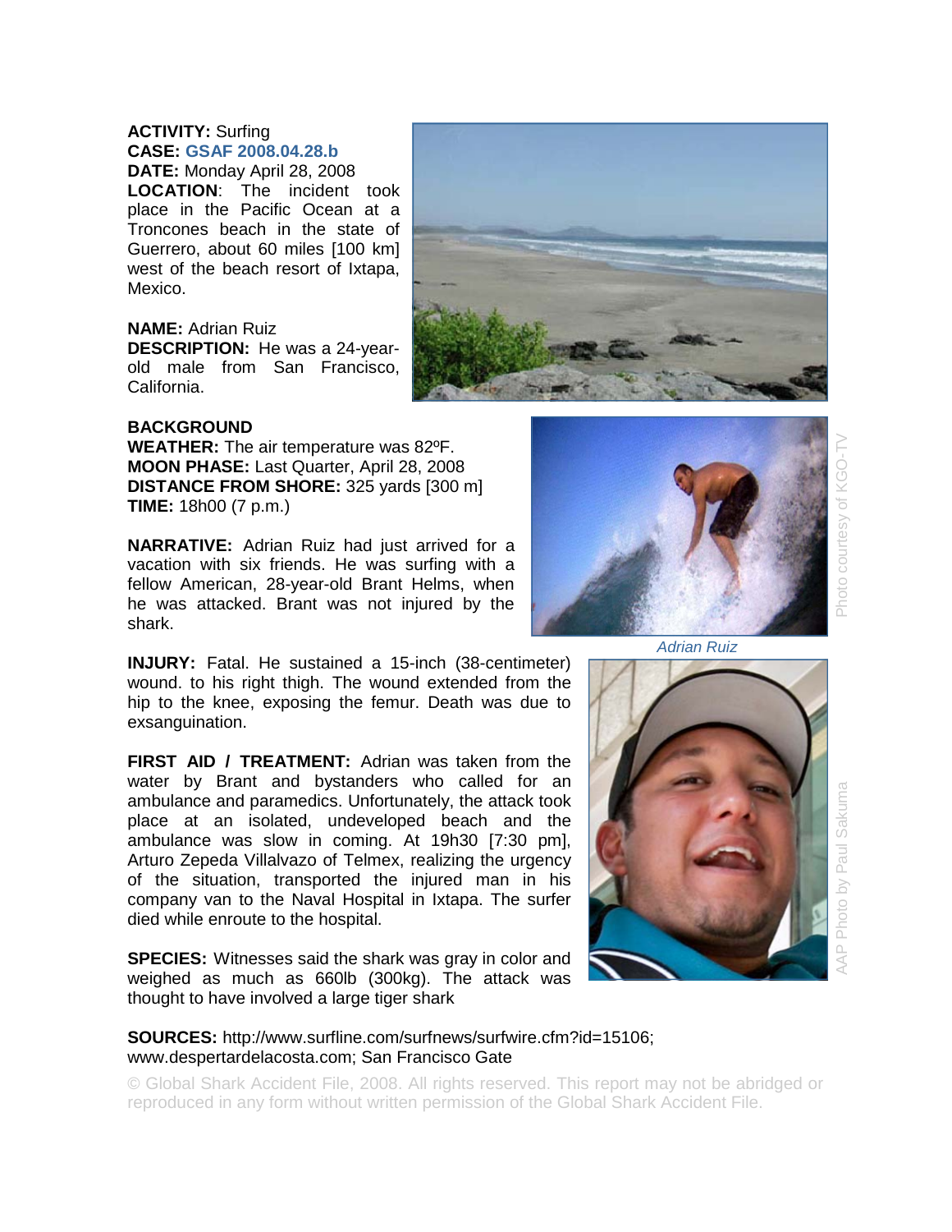**ACTIVITY:** Surfing
**CASE:** GSAF 2008.04.28.b
**DATE:** Monday April 28, 2008
**LOCATION**: The incident took place in the Pacific Ocean at a Troncones beach in the state of Guerrero, about 60 miles [100 km] west of the beach resort of Ixtapa, Mexico.

**NAME:** Adrian Ruiz
**DESCRIPTION:** He was a 24-year-old male from San Francisco, California.

**BACKGROUND**
**WEATHER:** The air temperature was 82ºF.
**MOON PHASE:** Last Quarter, April 28, 2008
**DISTANCE FROM SHORE:** 325 yards [300 m]
**TIME:** 18h00 (7 p.m.)

**NARRATIVE:** Adrian Ruiz had just arrived for a vacation with six friends. He was surfing with a fellow American, 28-year-old Brant Helms, when he was attacked. Brant was not injured by the shark.

Photo courtesy of KGO-TV

*Adrian Ruiz*

**INJURY:** Fatal. He sustained a 15-inch (38-centimeter) wound. to his right thigh. The wound extended from the hip to the knee, exposing the femur. Death was due to exsanguination.

**FIRST AID / TREATMENT:** Adrian was taken from the water by Brant and bystanders who called for an ambulance and paramedics. Unfortunately, the attack took place at an isolated, undeveloped beach and the ambulance was slow in coming. At 19h30 [7:30 pm], Arturo Zepeda Villalvazo of Telmex, realizing the urgency of the situation, transported the injured man in his company van to the Naval Hospital in Ixtapa. The surfer died while enroute to the hospital.

AAP Photo by Paul Sakuma

**SPECIES:** Witnesses said the shark was gray in color and weighed as much as 660lb (300kg). The attack was thought to have involved a large tiger shark

**SOURCES:** http://www.surfline.com/surfnews/surfwire.cfm?id=15106; www.despertardelacosta.com; San Francisco Gate

© Global Shark Accident File, 2008. All rights reserved. This report may not be abridged or reproduced in any form without written permission of the Global Shark Accident File.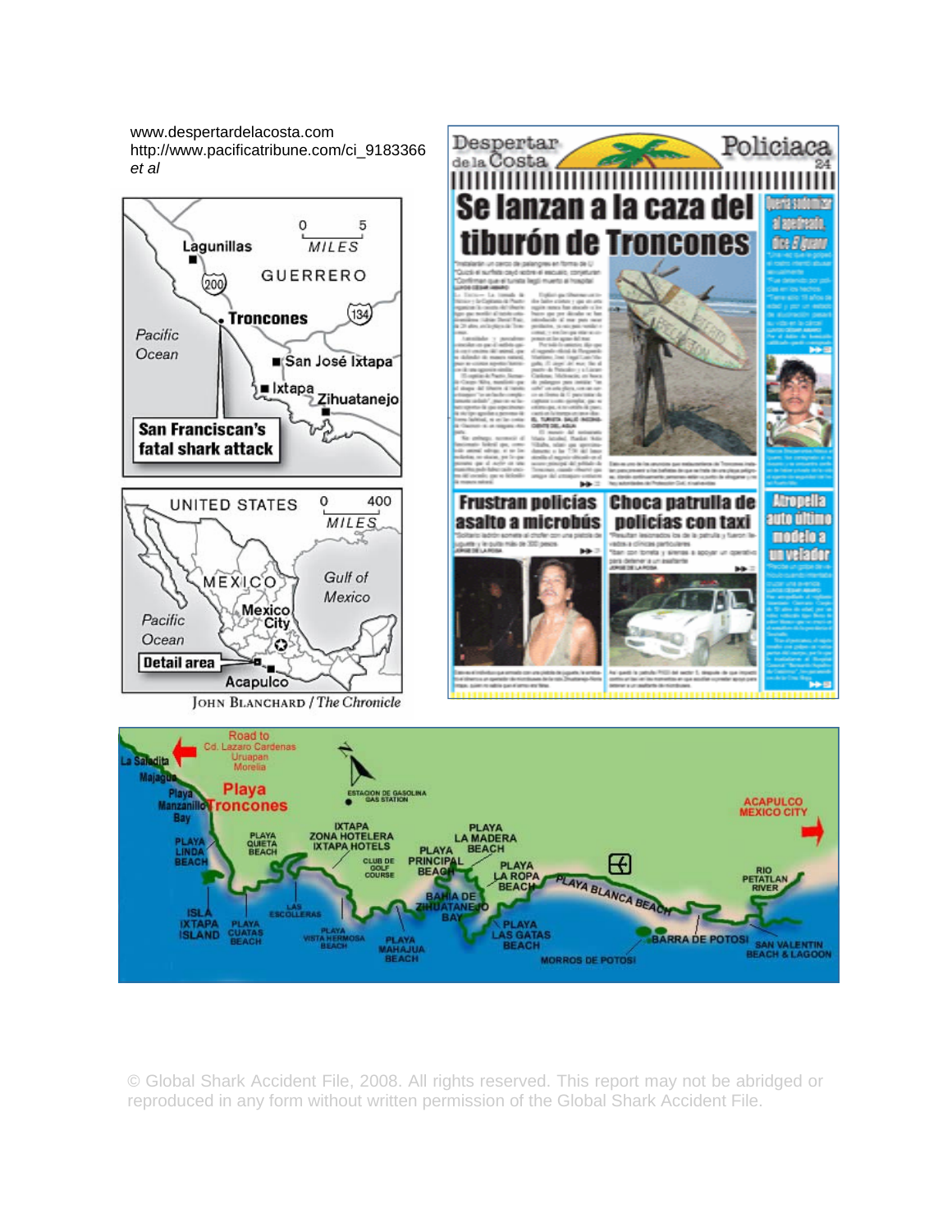www.despertardelacosta.com
http://www.pacificatribune.com/ci_9183366
*et al*

Lagunillas
0 5
MILES
GUERRERO
200
Troncones
134
Pacific
Ocean
San José Ixtapa
Ixtapa
Zihuatanejo
**San Franciscan's fatal shark attack**

UNITED STATES
0 400
MILES
MEXICO
Gulf of Mexico
Mexico City
Pacific Ocean
**Detail area**
Acapulco

JOHN BLANCHARD / *The Chronicle*

Despertar de la Costa
Policiaca

# Se lanzan a la caza del tiburón de Troncones

## Frustran policías asalto a microbús

## Choca patrulla de policías con taxi

## Atropella auto último modelo a un velador

Road to Cd. Lazaro Cardenas Uruapan Morelia
La Saladita
Majagua
Playa Manzanillo Bay
Playa Troncones
ESTACION DE GASOLINA GAS STATION
ACAPULCO MEXICO CITY
PLAYA LINDA BEACH
PLAYA QUIETA BEACH
IXTAPA ZONA HOTELERA IXTAPA HOTELS
CLUB DE GOLF GOLF COURSE
PLAYA PRINCIPAL BEACH
PLAYA LA MADERA BEACH
PLAYA LA ROPA BEACH
PLAYA BLANCA BEACH
RIO PETATLAN RIVER
ISLA IXTAPA ISLAND
PLAYA CUATAS BEACH
LAS ESCOLLERAS
PLAYA VISTA HERMOSA BEACH
PLAYA MAHAJUA BEACH
BAHIA DE ZIHUATANEJO BAY
PLAYA LAS GATAS BEACH
BARRA DE POTOSI
MORROS DE POTOSI
SAN VALENTIN BEACH & LAGOON

© Global Shark Accident File, 2008. All rights reserved. This report may not be abridged or reproduced in any form without written permission of the Global Shark Accident File.